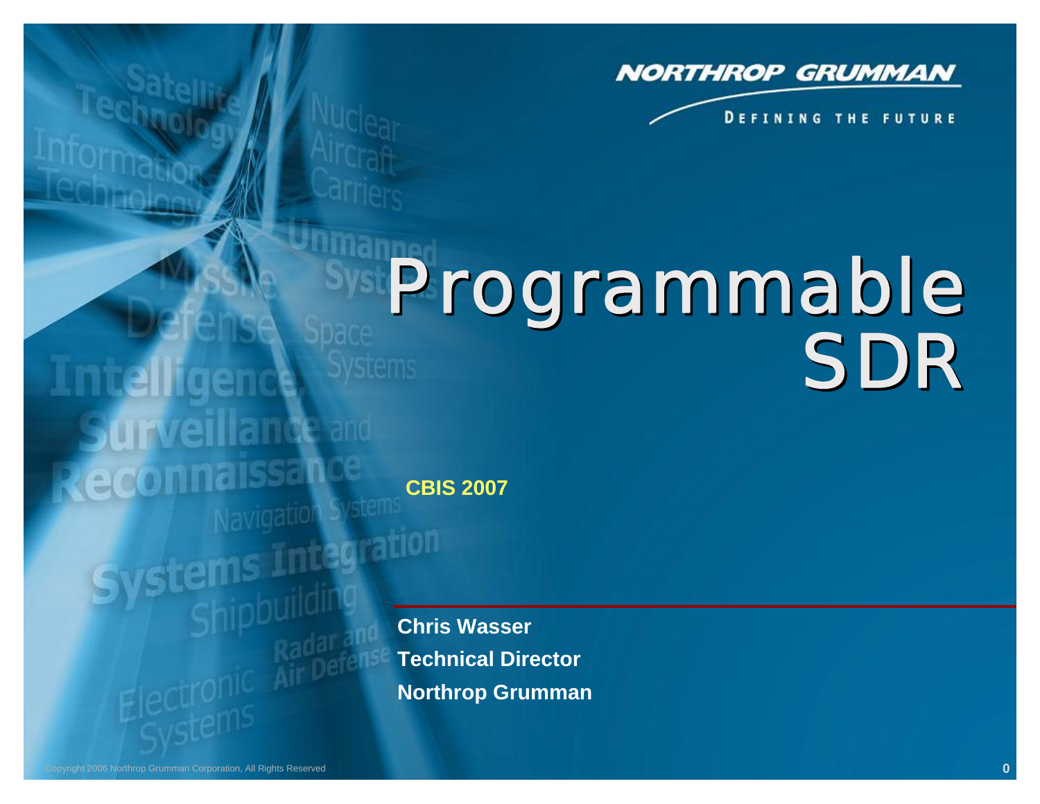# Programmable SDR

**CBIS 2007**

**Chris Wasser**
**Technical Director**
**Northrop Grumman**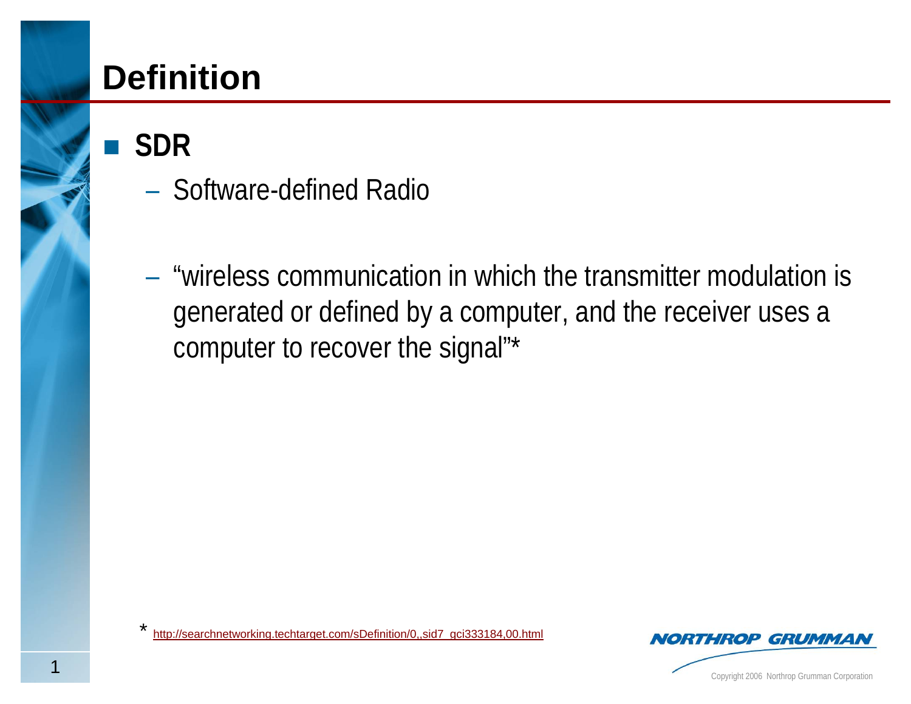# Definition

- **SDR**
  - Software-defined Radio
  - "wireless communication in which the transmitter modulation is generated or defined by a computer, and the receiver uses a computer to recover the signal"*

* http://searchnetworking.techtarget.com/sDefinition/0,,sid7_gci333184,00.html

Copyright 2006 Northrop Grumman Corporation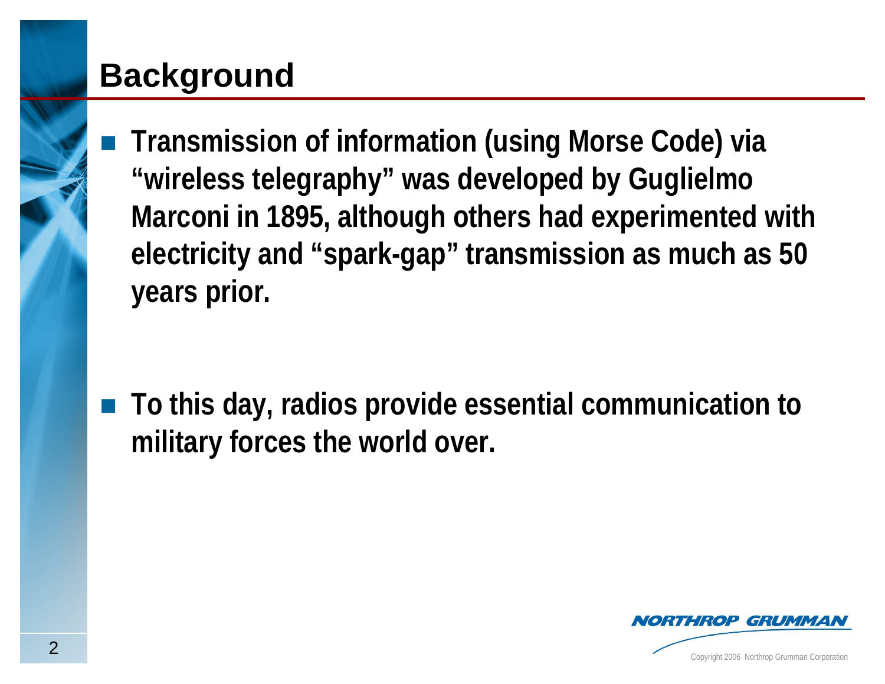## Background

- **Transmission of information (using Morse Code) via "wireless telegraphy" was developed by Guglielmo Marconi in 1895, although others had experimented with electricity and "spark-gap" transmission as much as 50 years prior.**

- **To this day, radios provide essential communication to military forces the world over.**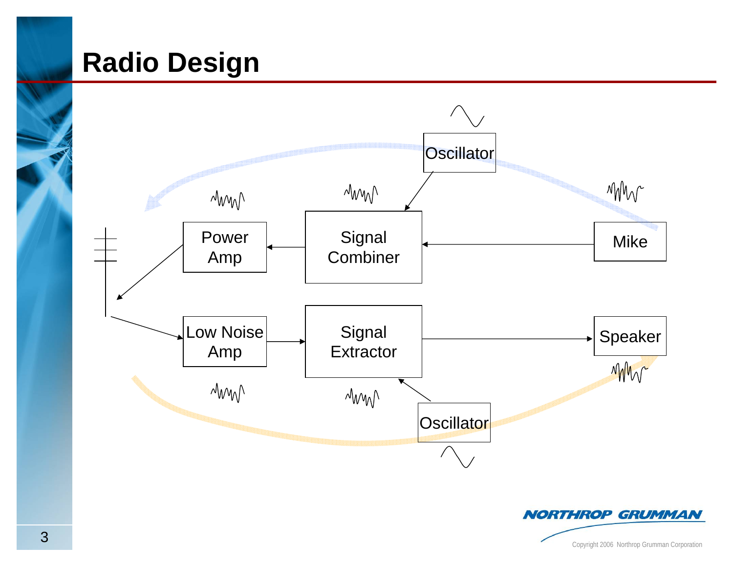# Radio Design

Oscillator

Power Amp

Signal Combiner

Mike

Low Noise Amp

Signal Extractor

Speaker

Oscillator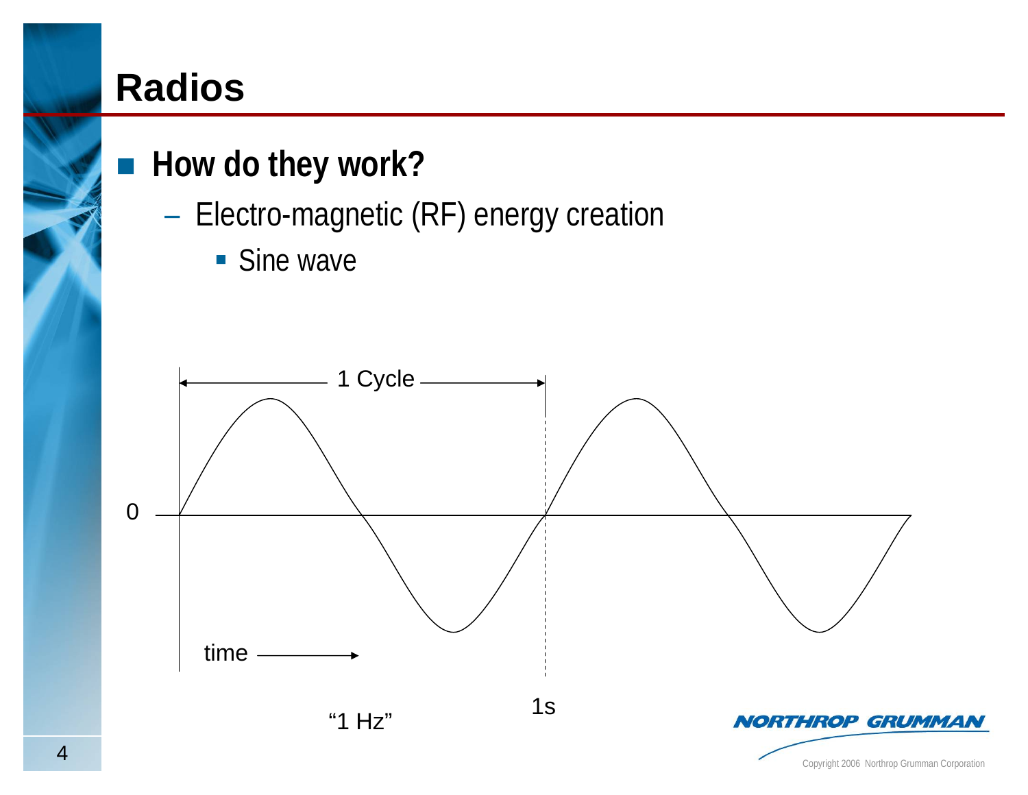# Radios

- **How do they work?**
  - Electro-magnetic (RF) energy creation
    - Sine wave

1 Cycle

0

time

1s

"1 Hz"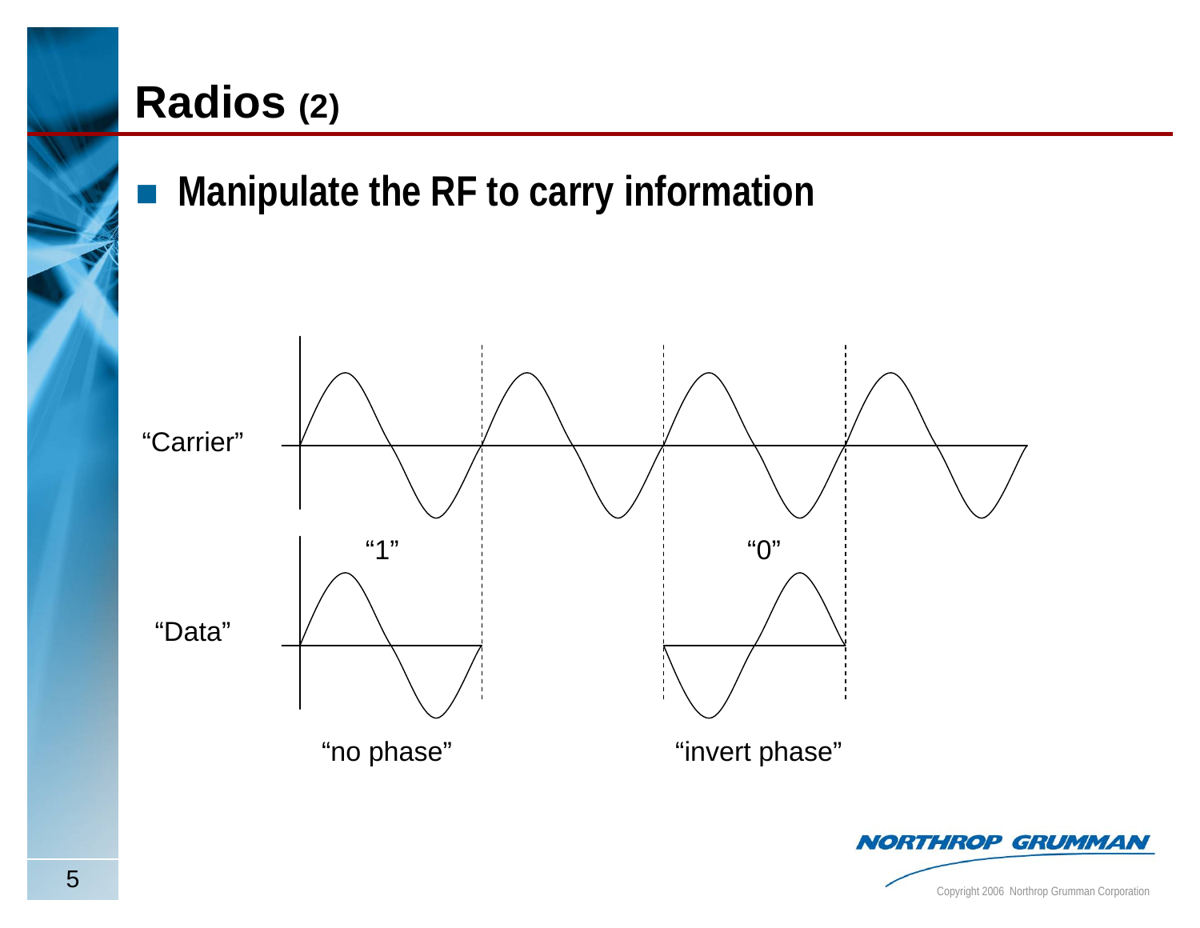# Radios (2)

- **Manipulate the RF to carry information**

"Carrier"

"1"

"0"

"Data"

"no phase"

"invert phase"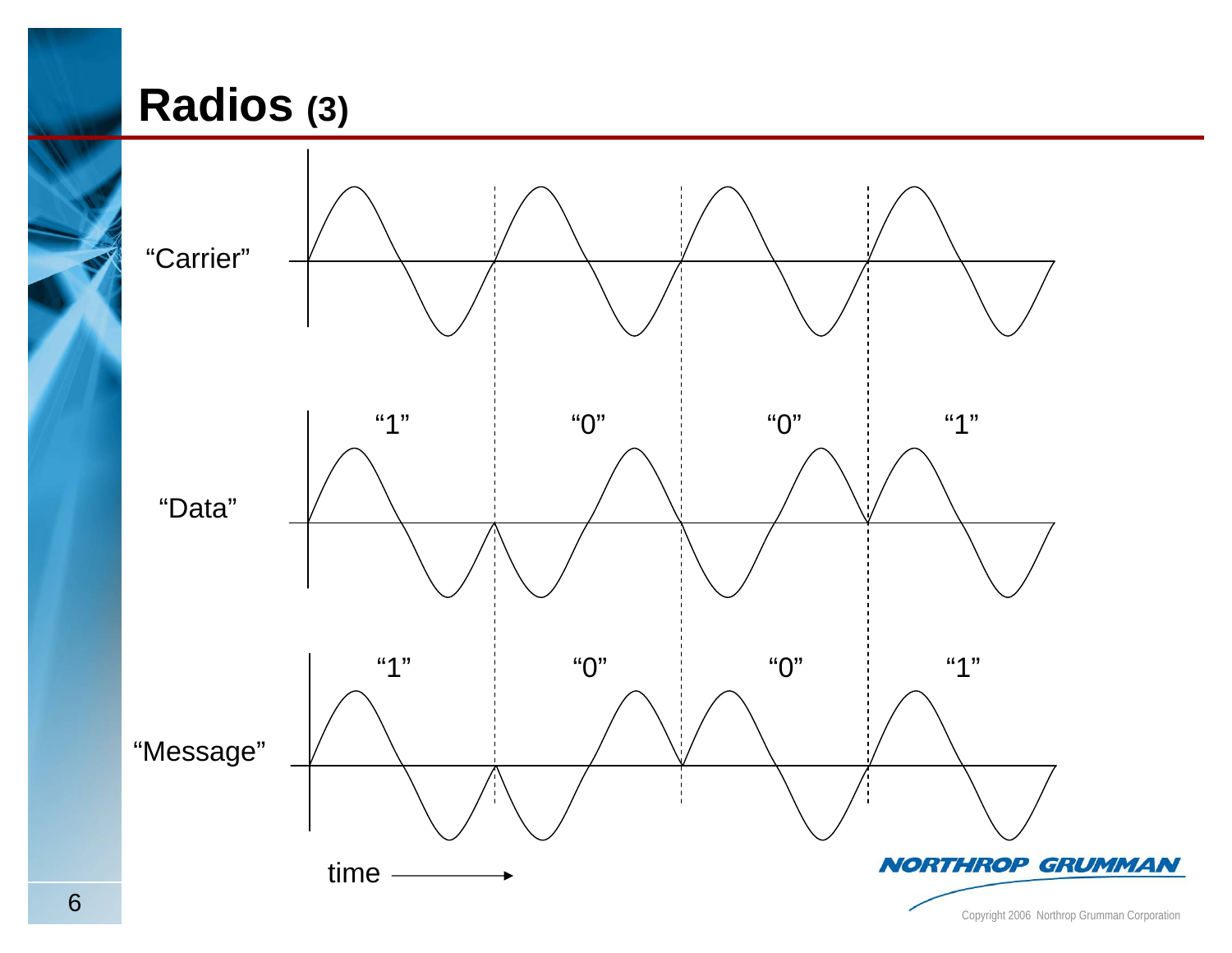# Radios (3)

"Carrier"

"Data"

"1" "0" "0" "1"

"Message"

"1" "0" "0" "1"

time →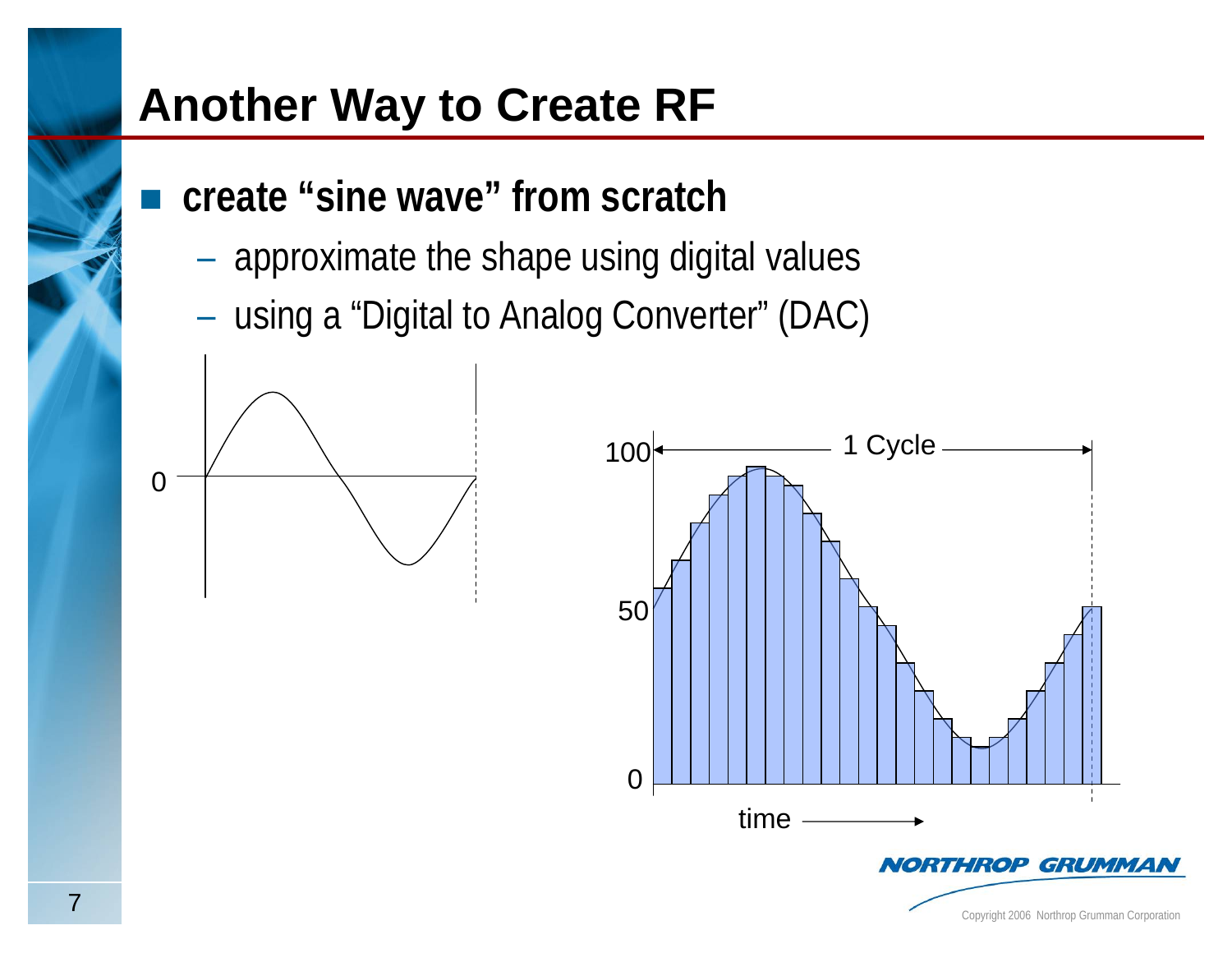# Another Way to Create RF

- **create "sine wave" from scratch**
  - approximate the shape using digital values
  - using a "Digital to Analog Converter" (DAC)

0

100

1 Cycle

50

0

time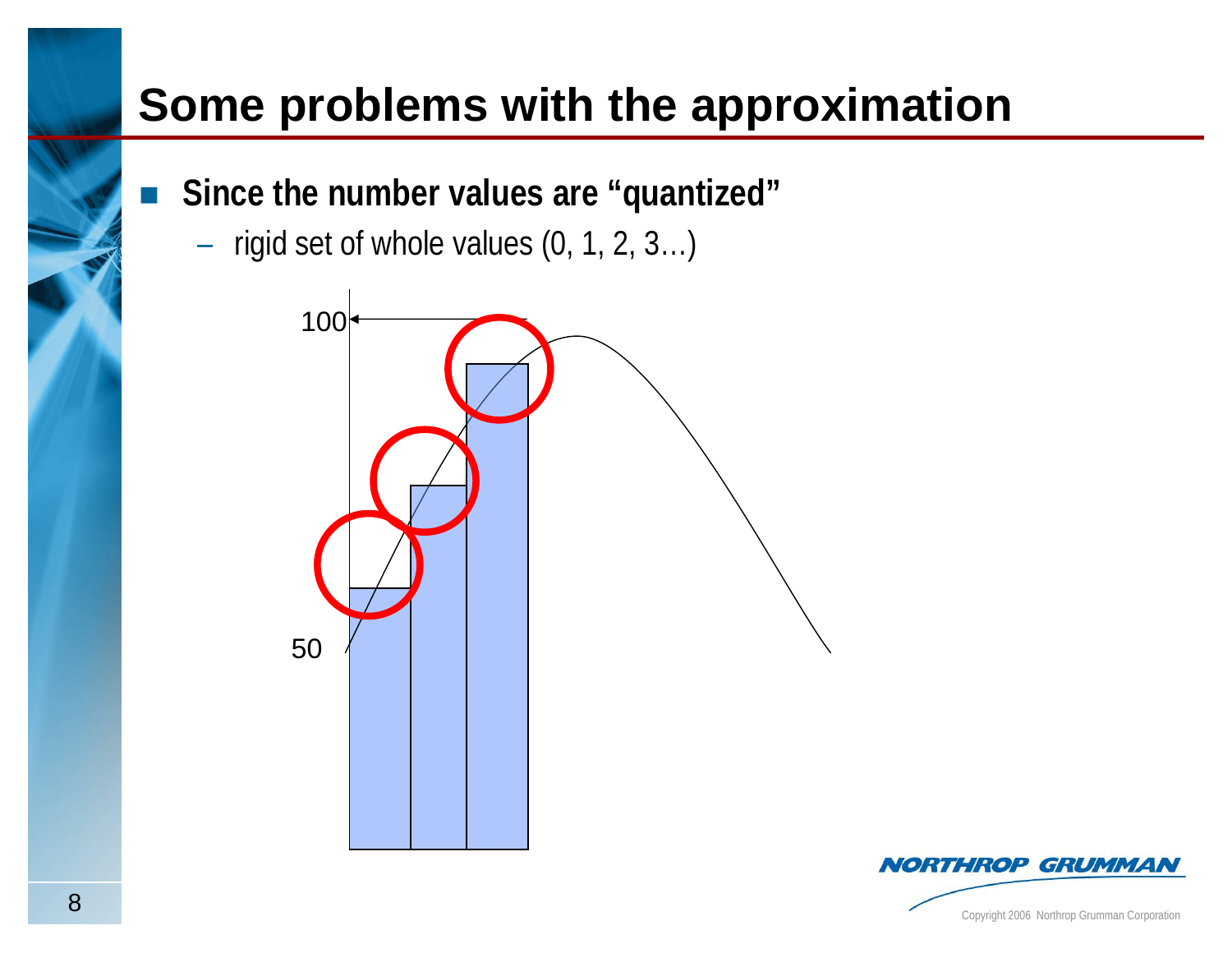# Some problems with the approximation

- **Since the number values are "quantized"**
  - rigid set of whole values (0, 1, 2, 3…)

100

50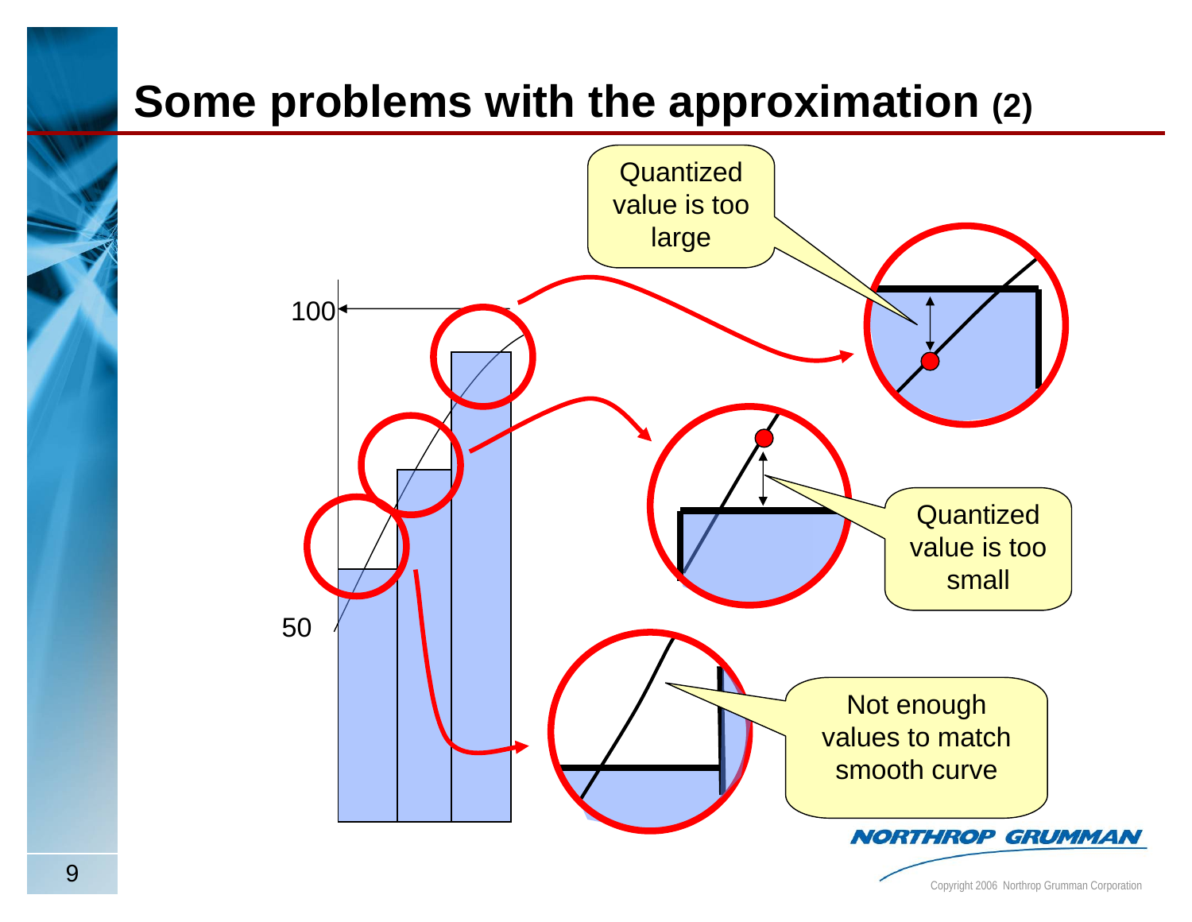# Some problems with the approximation (2)

100

50

Quantized value is too large

Quantized value is too small

Not enough values to match smooth curve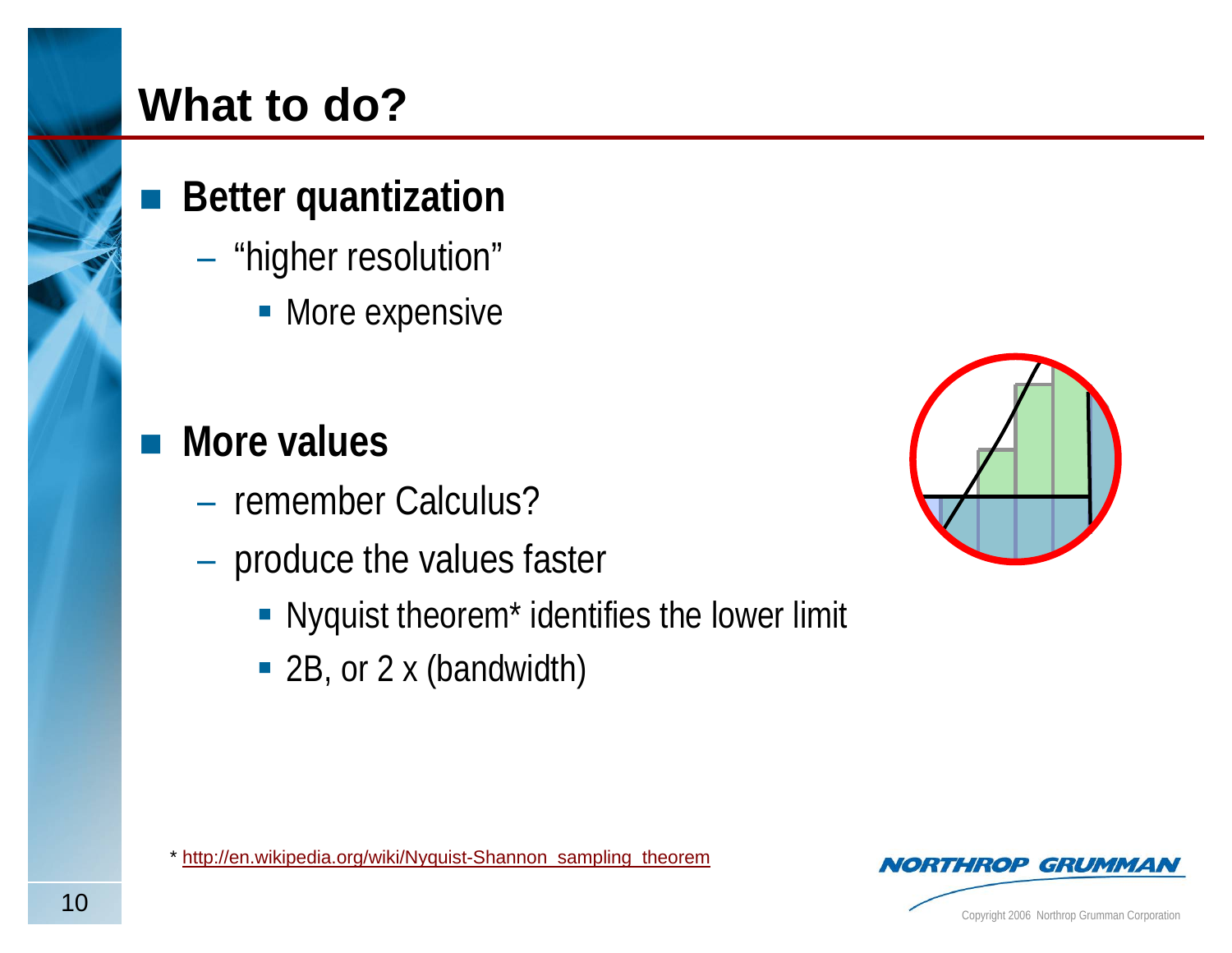# What to do?

- **Better quantization**
  - "higher resolution"
    - More expensive
- **More values**
  - remember Calculus?
  - produce the values faster
    - Nyquist theorem* identifies the lower limit
    - 2B, or 2 x (bandwidth)

* http://en.wikipedia.org/wiki/Nyquist-Shannon_sampling_theorem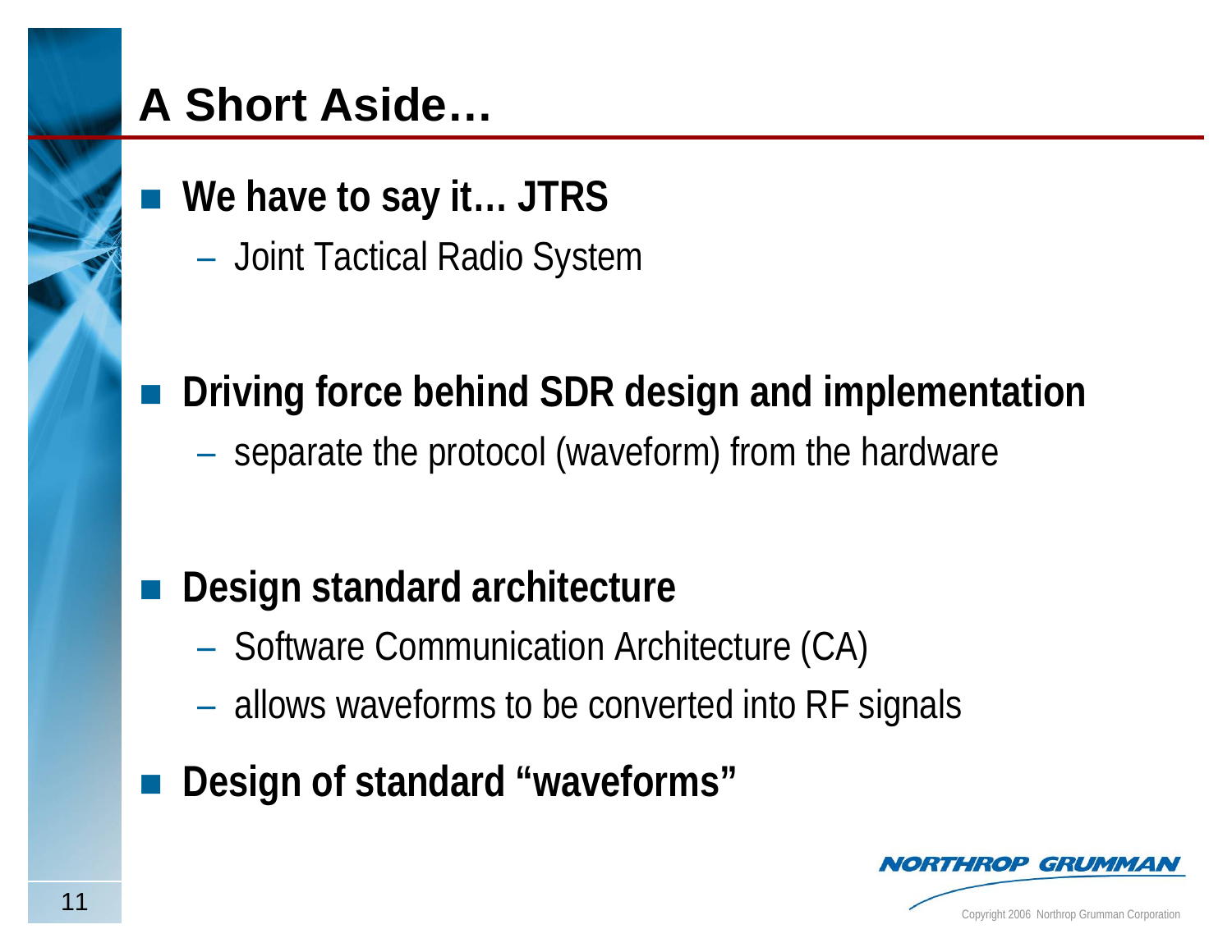# A Short Aside…

- **We have to say it… JTRS**
  - Joint Tactical Radio System

- **Driving force behind SDR design and implementation**
  - separate the protocol (waveform) from the hardware

- **Design standard architecture**
  - Software Communication Architecture (CA)
  - allows waveforms to be converted into RF signals

- **Design of standard "waveforms"**

Copyright 2006 Northrop Grumman Corporation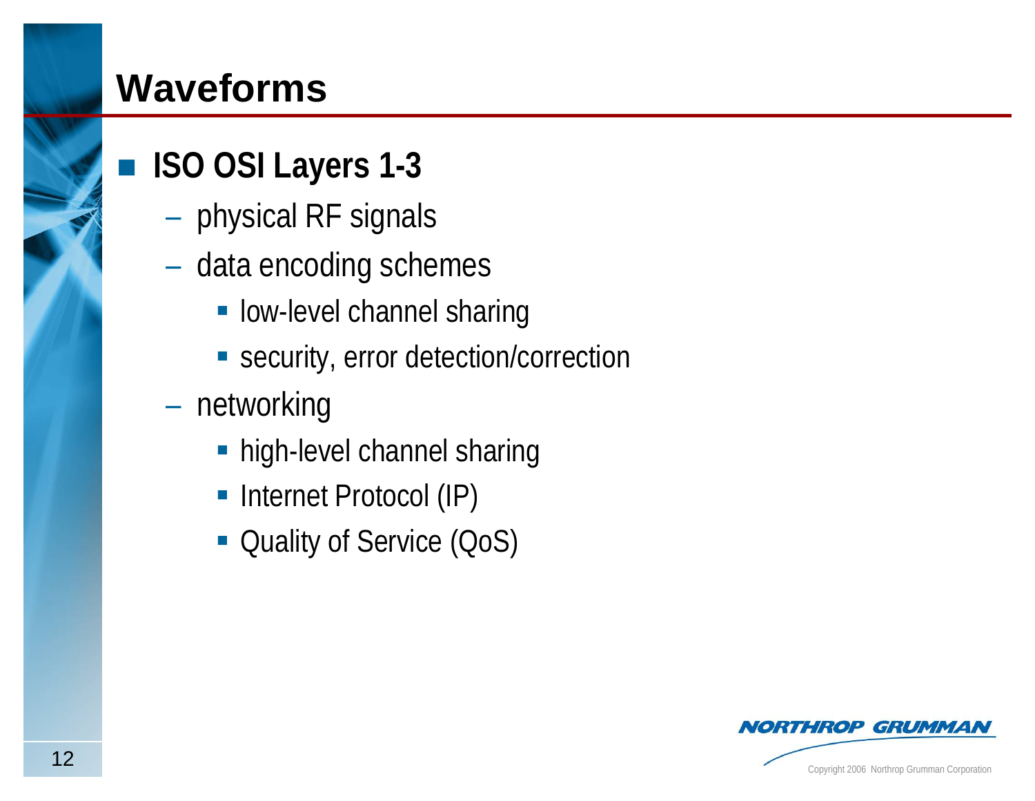# Waveforms

- **ISO OSI Layers 1-3**
  - physical RF signals
  - data encoding schemes
    - low-level channel sharing
    - security, error detection/correction
  - networking
    - high-level channel sharing
    - Internet Protocol (IP)
    - Quality of Service (QoS)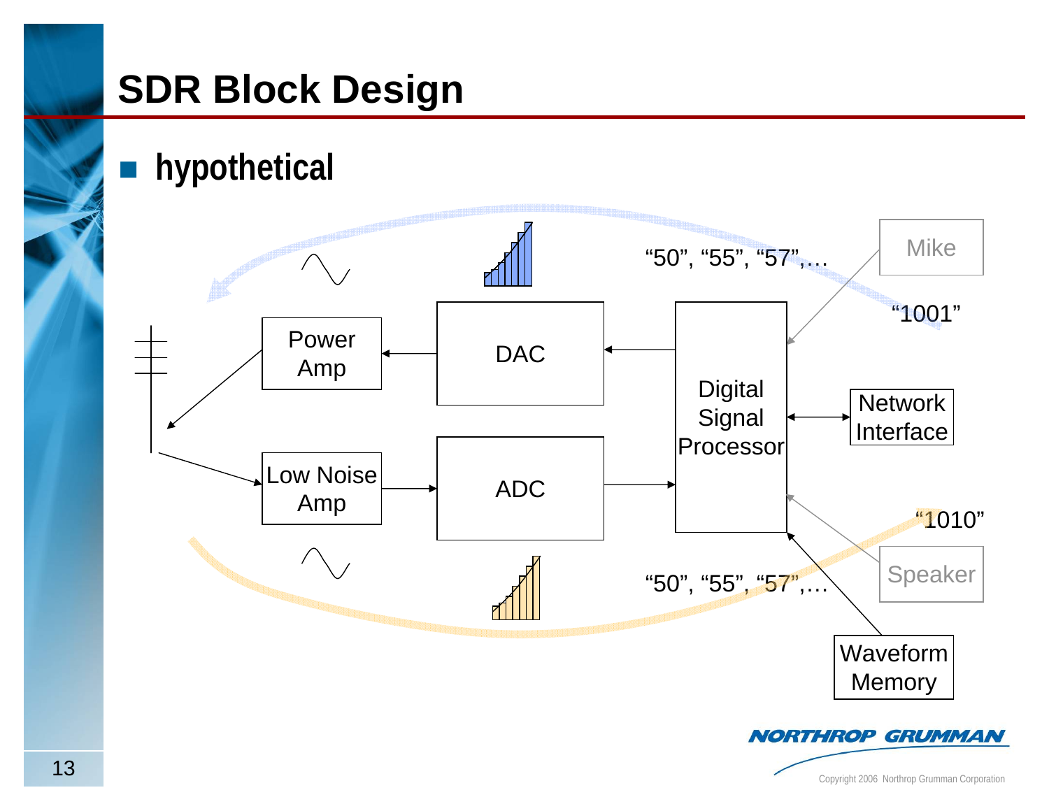# SDR Block Design

- hypothetical

Power Amp

DAC

Digital Signal Processor

Mike

"50", "55", "57",…

"1001"

Network Interface

Low Noise Amp

ADC

"1010"

Speaker

"50", "55", "57",…

Waveform Memory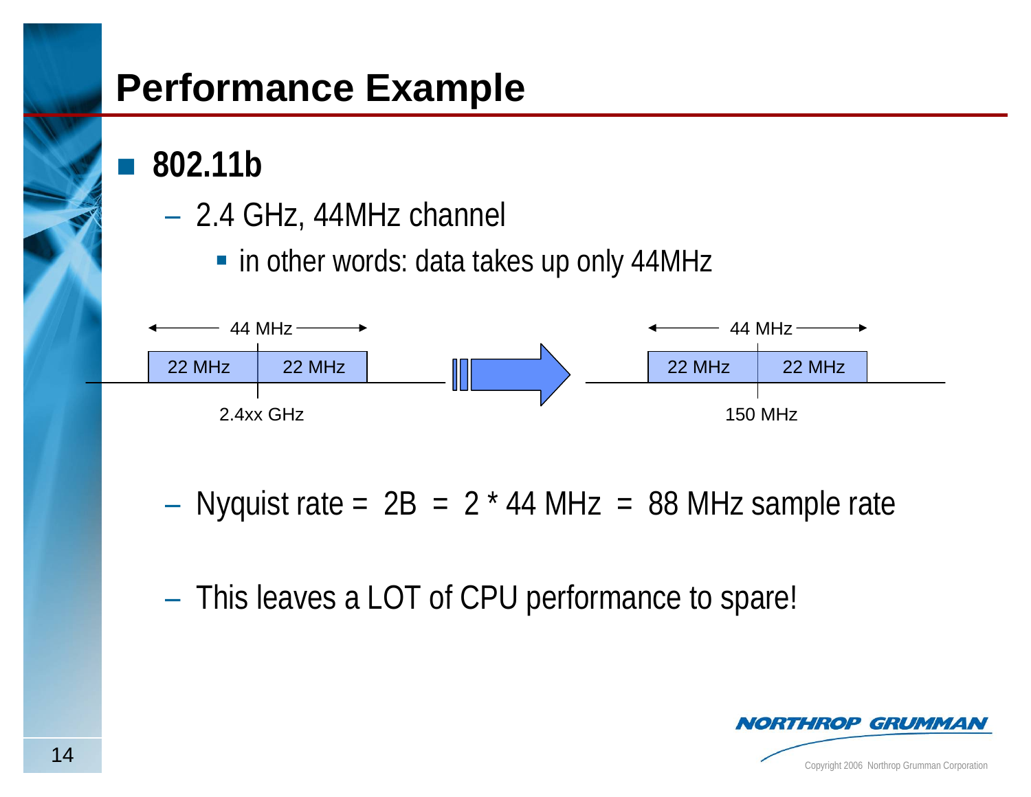# Performance Example

- **802.11b**
  - 2.4 GHz, 44MHz channel
    - in other words: data takes up only 44MHz

44 MHz: 22 MHz | 22 MHz — 2.4xx GHz → 44 MHz: 22 MHz | 22 MHz — 150 MHz

  - Nyquist rate = 2B = 2 * 44 MHz = 88 MHz sample rate
  - This leaves a LOT of CPU performance to spare!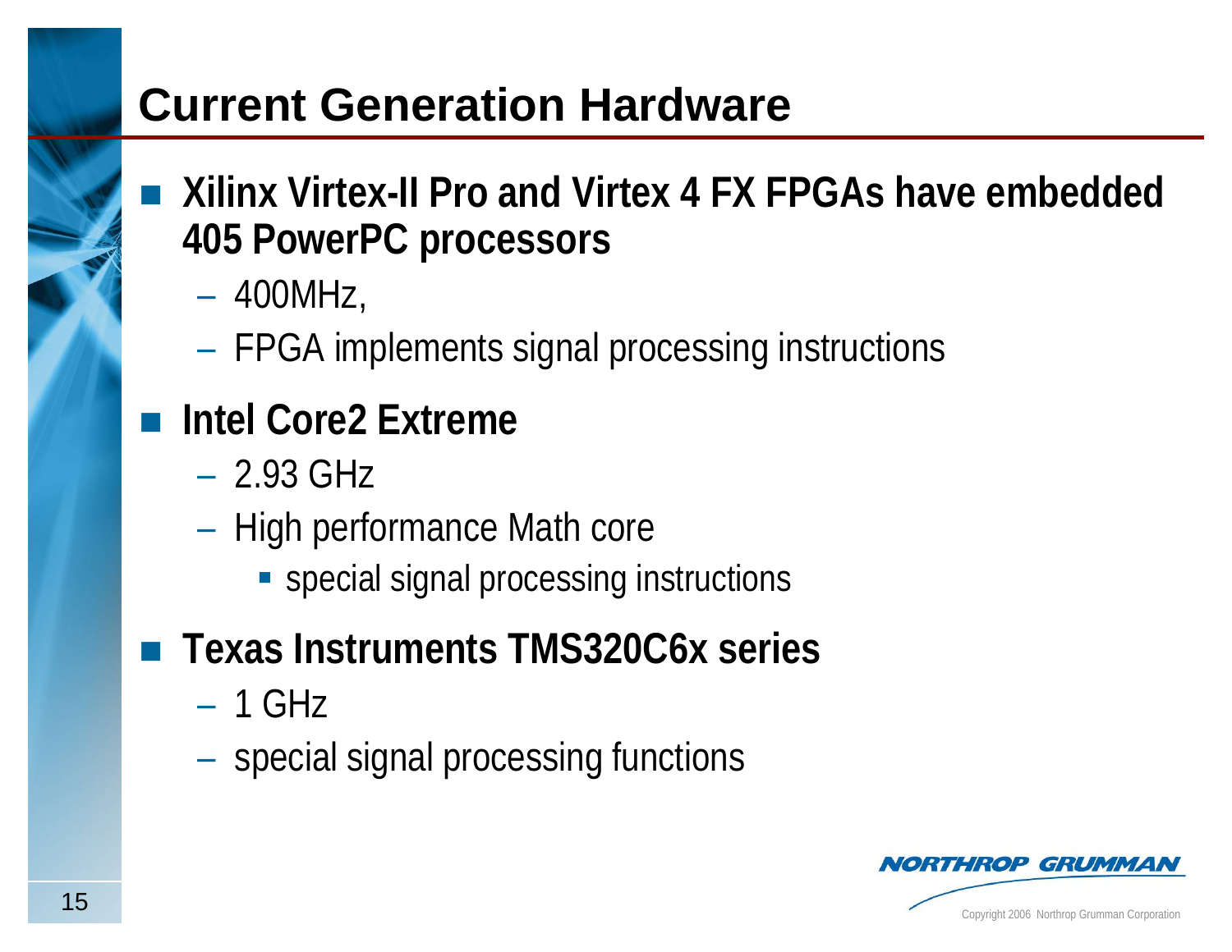# Current Generation Hardware

- **Xilinx Virtex-II Pro and Virtex 4 FX FPGAs have embedded 405 PowerPC processors**
  - 400MHz,
  - FPGA implements signal processing instructions
- **Intel Core2 Extreme**
  - 2.93 GHz
  - High performance Math core
    - special signal processing instructions
- **Texas Instruments TMS320C6x series**
  - 1 GHz
  - special signal processing functions

Copyright 2006 Northrop Grumman Corporation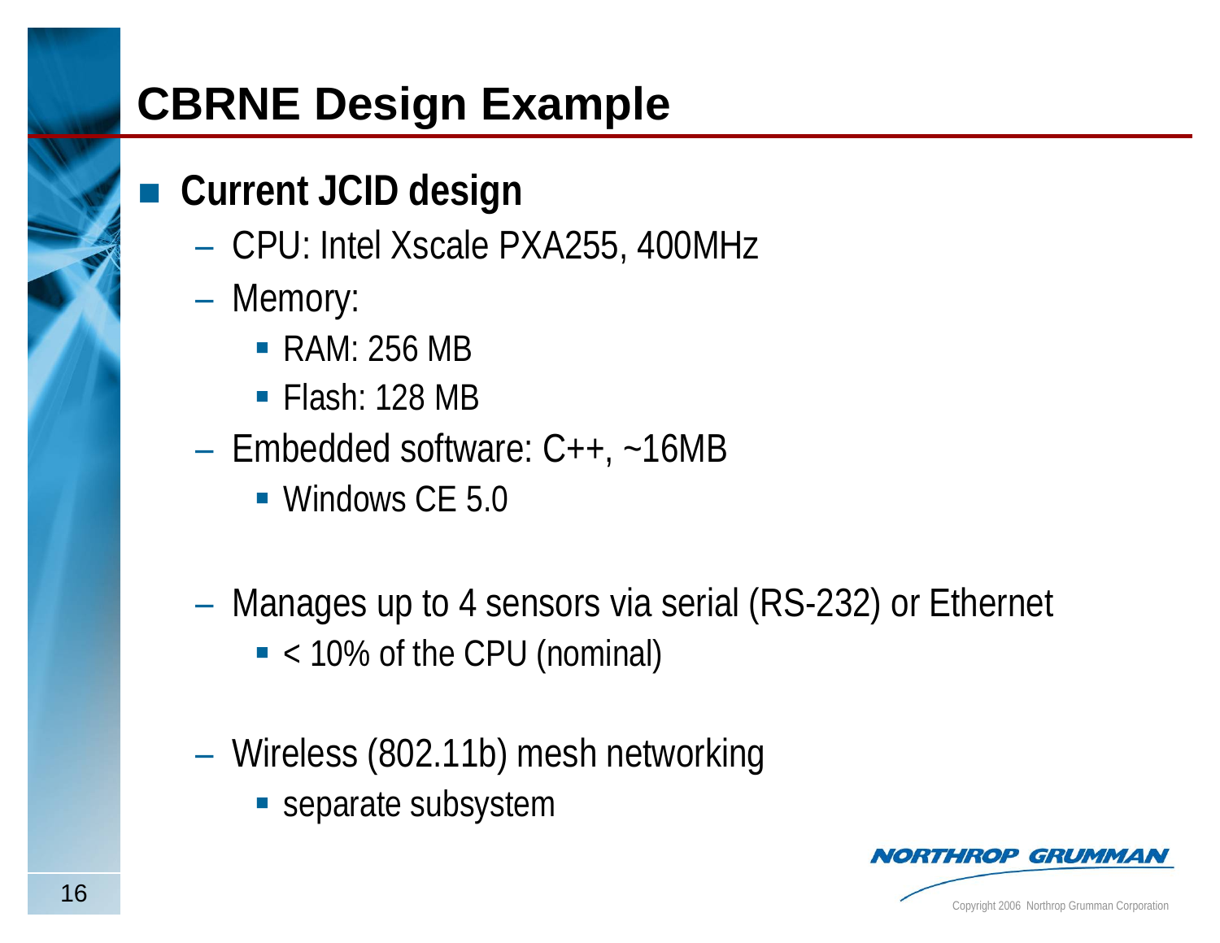# CBRNE Design Example

- **Current JCID design**
  - CPU: Intel Xscale PXA255, 400MHz
  - Memory:
    - RAM: 256 MB
    - Flash: 128 MB
  - Embedded software: C++, ~16MB
    - Windows CE 5.0
  - Manages up to 4 sensors via serial (RS-232) or Ethernet
    - < 10% of the CPU (nominal)
  - Wireless (802.11b) mesh networking
    - separate subsystem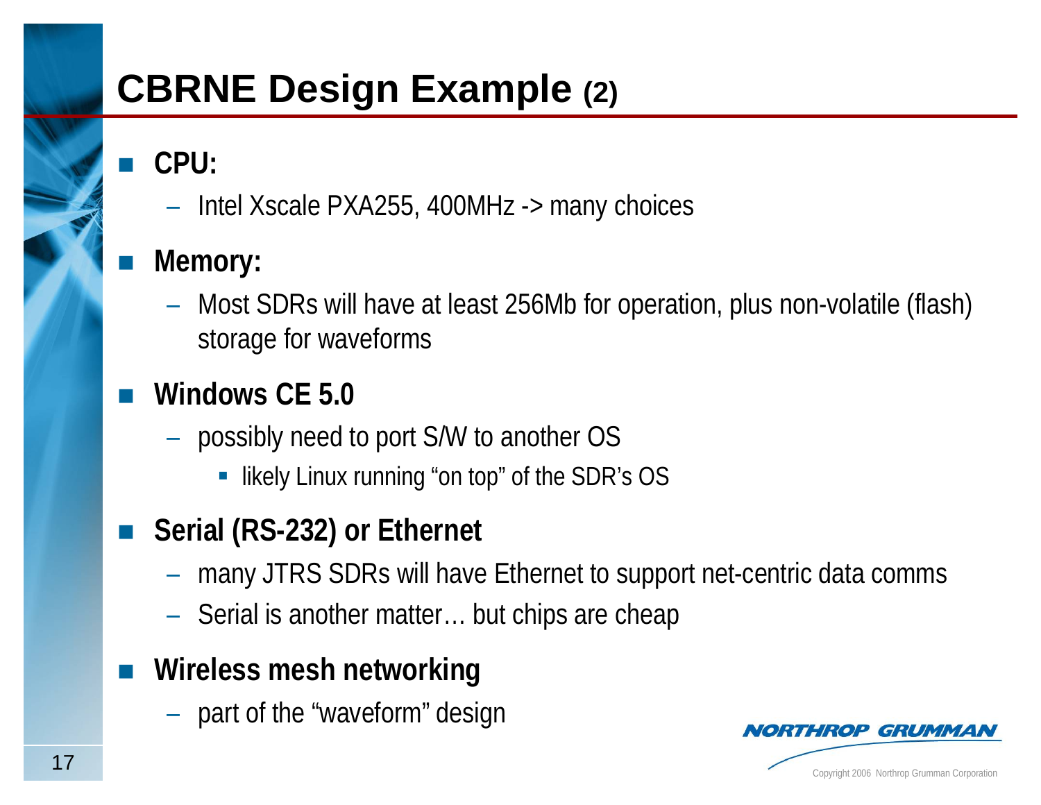# CBRNE Design Example (2)

- **CPU:**
  - Intel Xscale PXA255, 400MHz -> many choices
- **Memory:**
  - Most SDRs will have at least 256Mb for operation, plus non-volatile (flash) storage for waveforms
- **Windows CE 5.0**
  - possibly need to port S/W to another OS
    - likely Linux running “on top” of the SDR’s OS
- **Serial (RS-232) or Ethernet**
  - many JTRS SDRs will have Ethernet to support net-centric data comms
  - Serial is another matter… but chips are cheap
- **Wireless mesh networking**
  - part of the “waveform” design

Copyright 2006 Northrop Grumman Corporation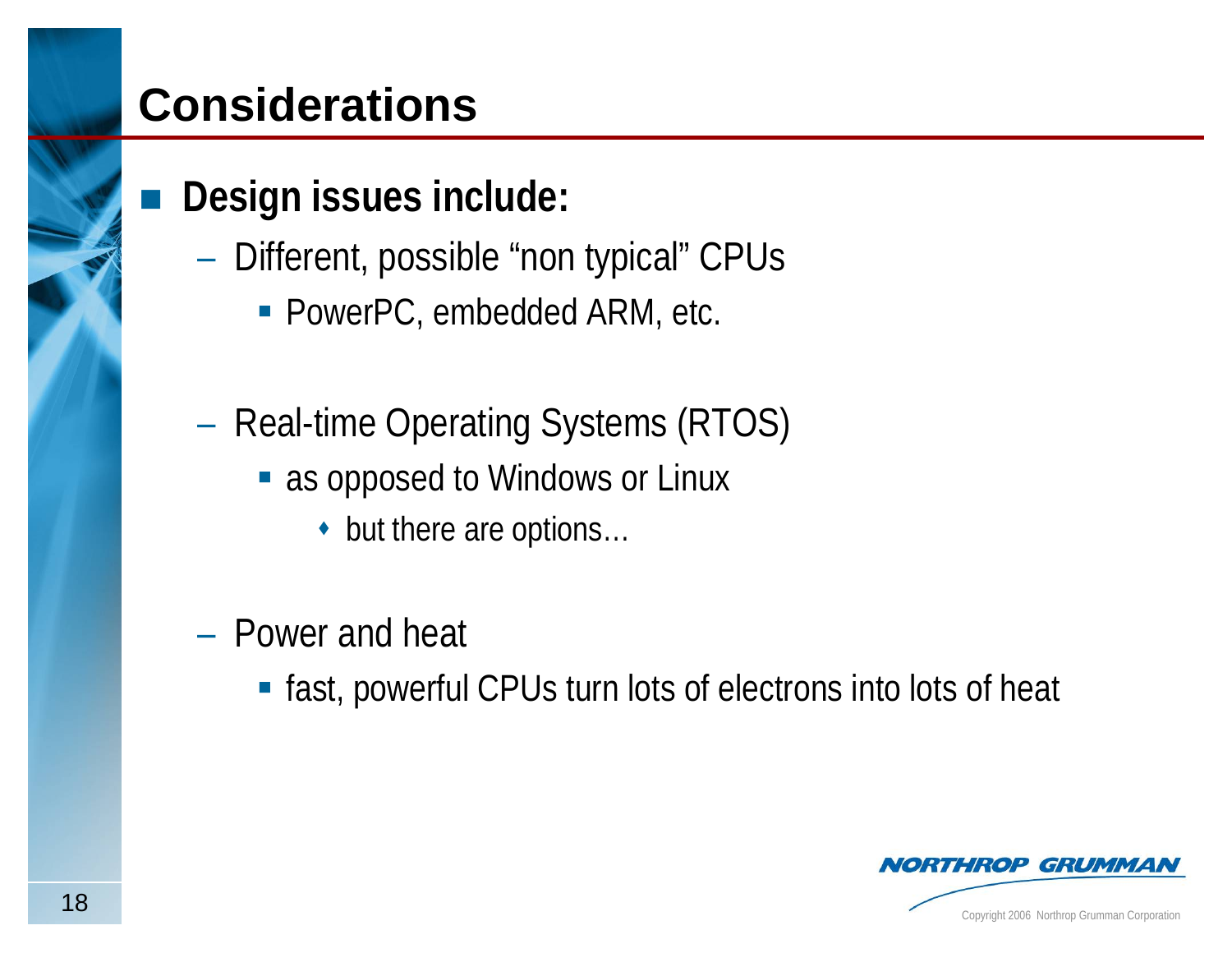# Considerations

- **Design issues include:**
  - Different, possible “non typical” CPUs
    - PowerPC, embedded ARM, etc.
  - Real-time Operating Systems (RTOS)
    - as opposed to Windows or Linux
      - but there are options…
  - Power and heat
    - fast, powerful CPUs turn lots of electrons into lots of heat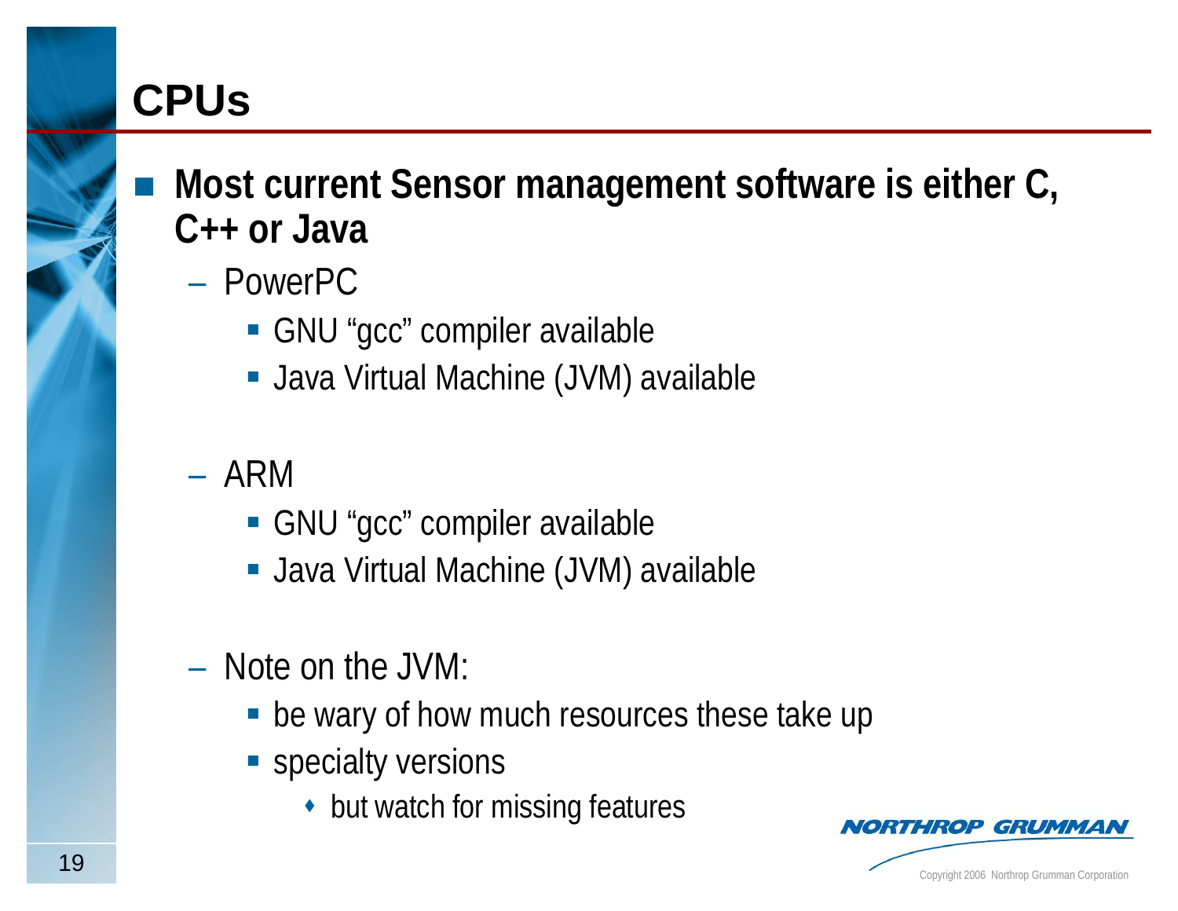# CPUs

- **Most current Sensor management software is either C, C++ or Java**
  - PowerPC
    - GNU “gcc” compiler available
    - Java Virtual Machine (JVM) available
  - ARM
    - GNU “gcc” compiler available
    - Java Virtual Machine (JVM) available
  - Note on the JVM:
    - be wary of how much resources these take up
    - specialty versions
      - but watch for missing features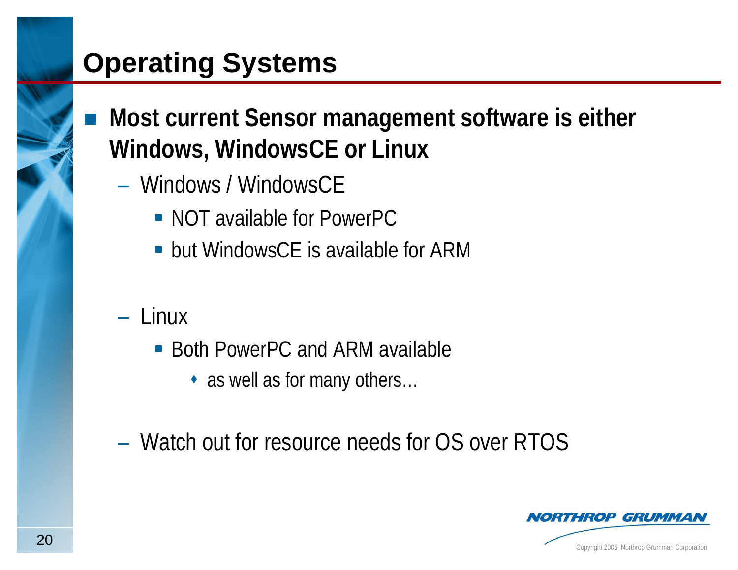# Operating Systems

- **Most current Sensor management software is either Windows, WindowsCE or Linux**
  - Windows / WindowsCE
    - NOT available for PowerPC
    - but WindowsCE is available for ARM
  - Linux
    - Both PowerPC and ARM available
      - as well as for many others…
  - Watch out for resource needs for OS over RTOS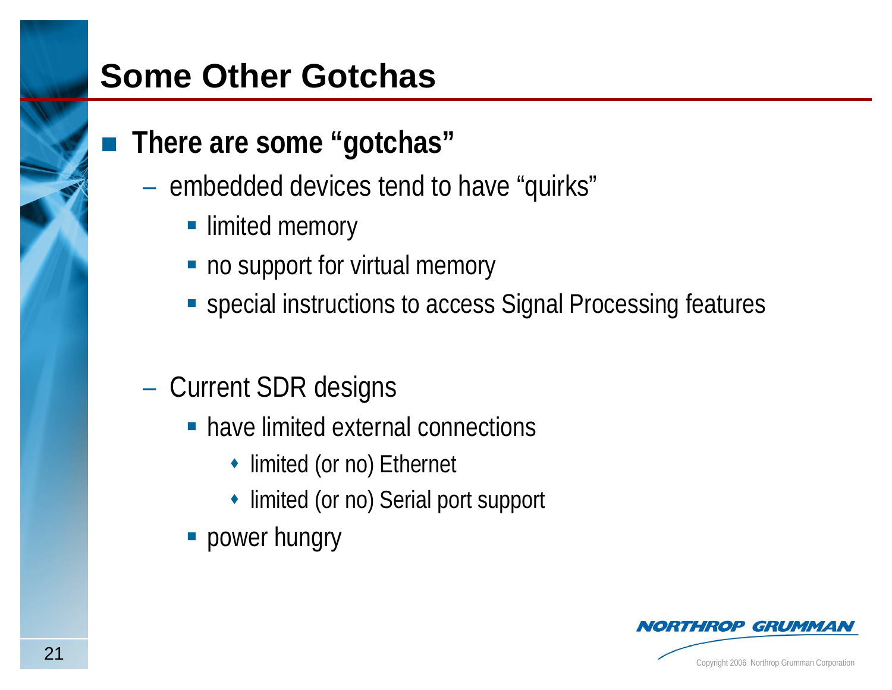# Some Other Gotchas

- **There are some "gotchas"**
  - embedded devices tend to have "quirks"
    - limited memory
    - no support for virtual memory
    - special instructions to access Signal Processing features
  - Current SDR designs
    - have limited external connections
      - limited (or no) Ethernet
      - limited (or no) Serial port support
    - power hungry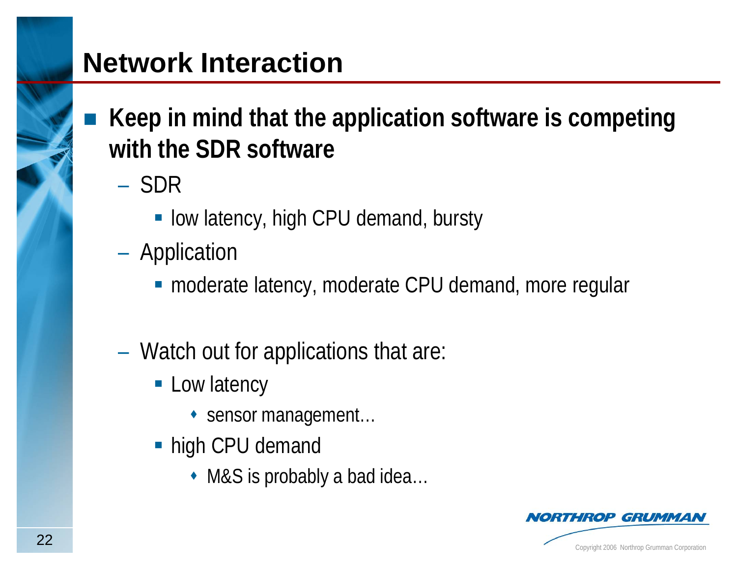# Network Interaction

- **Keep in mind that the application software is competing with the SDR software**
  - SDR
    - low latency, high CPU demand, bursty
  - Application
    - moderate latency, moderate CPU demand, more regular
  - Watch out for applications that are:
    - Low latency
      - sensor management…
    - high CPU demand
      - M&S is probably a bad idea…

Copyright 2006 Northrop Grumman Corporation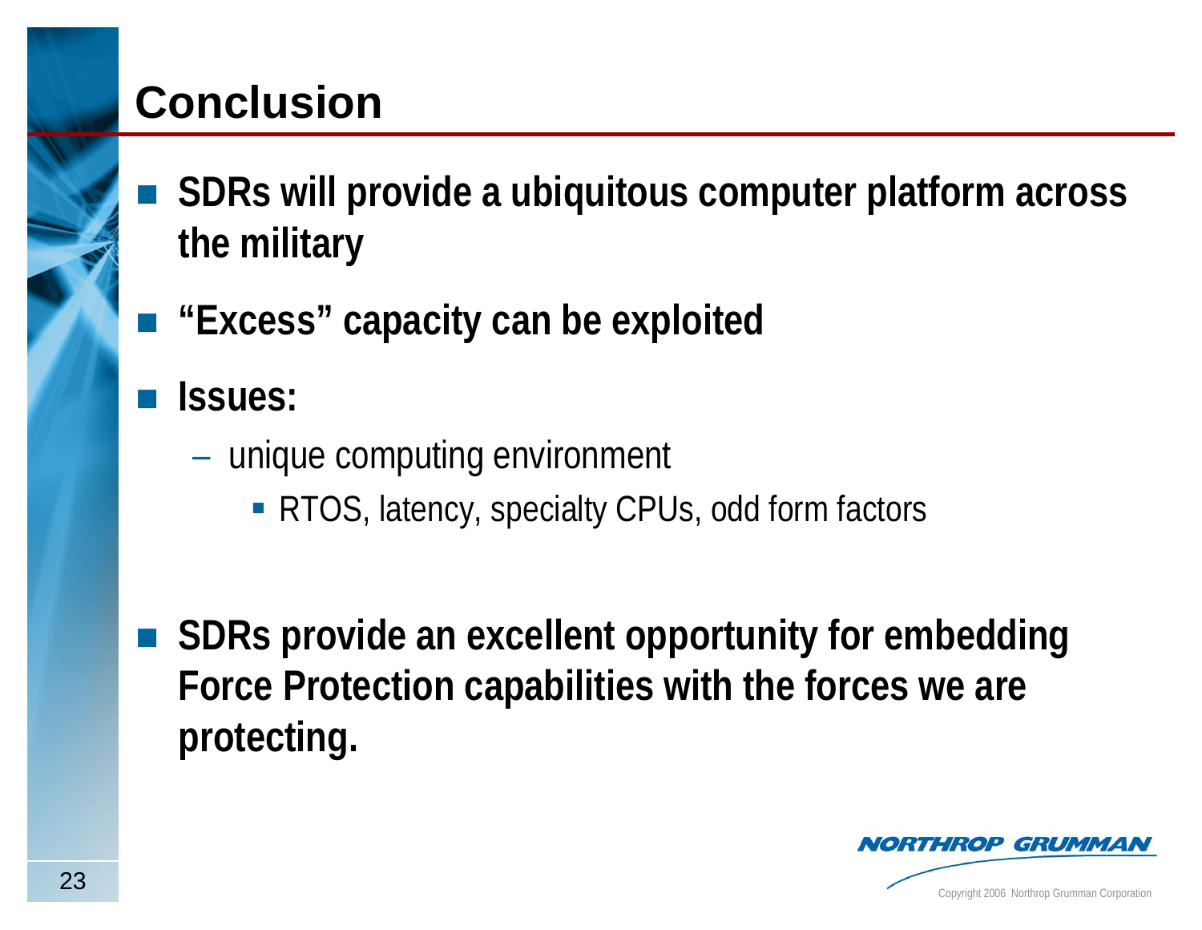# Conclusion

- **SDRs will provide a ubiquitous computer platform across the military**
- **"Excess" capacity can be exploited**
- **Issues:**
  - unique computing environment
    - RTOS, latency, specialty CPUs, odd form factors
- **SDRs provide an excellent opportunity for embedding Force Protection capabilities with the forces we are protecting.**

Copyright 2006 Northrop Grumman Corporation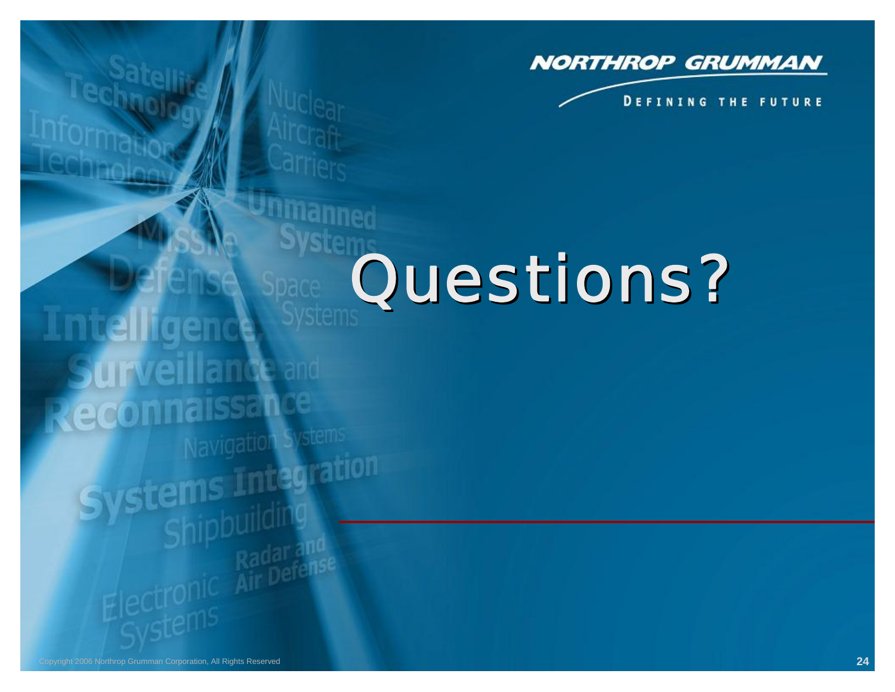NORTHROP GRUMMAN

DEFINING THE FUTURE

# Questions?

Copyright 2006 Northrop Grumman Corporation, All Rights Reserved